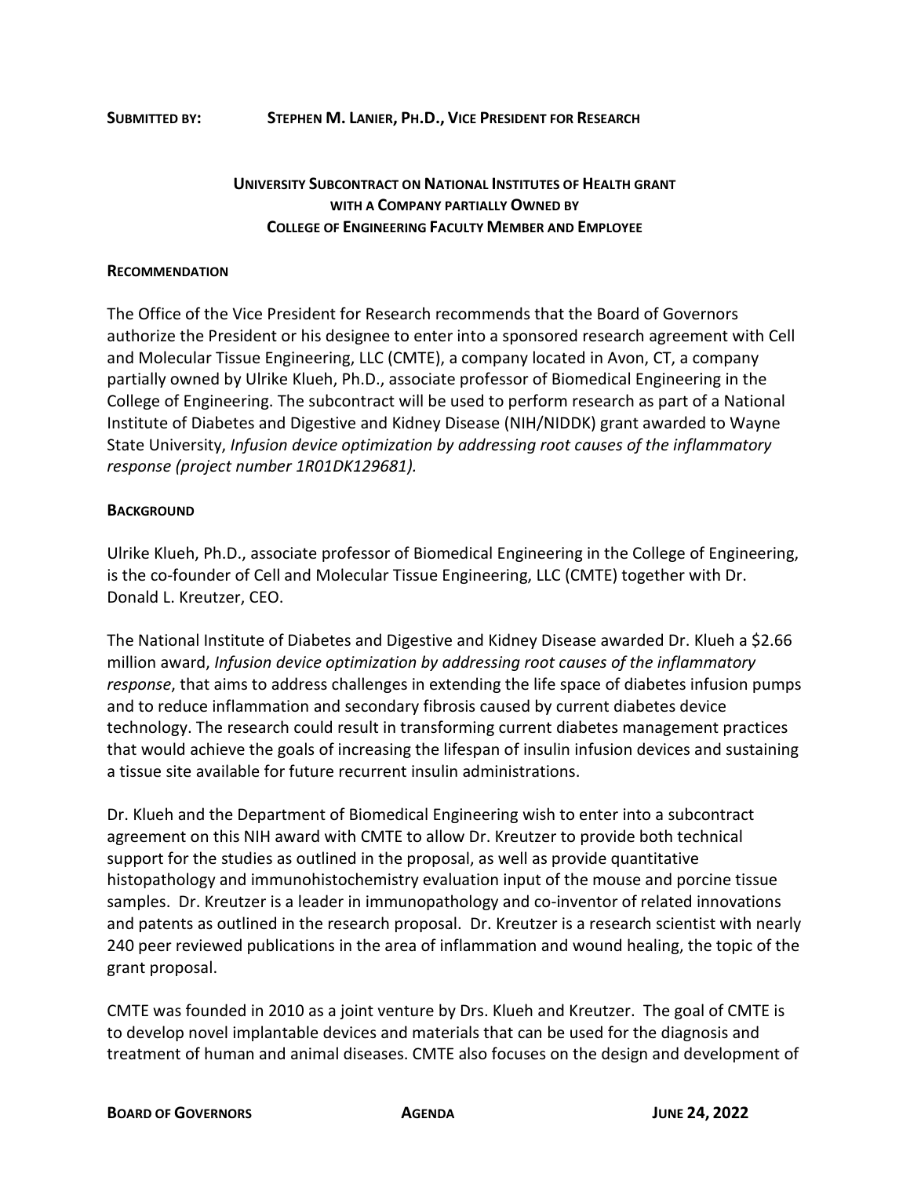**SUBMITTED BY:** **STEPHEN M. LANIER, PH.D., VICE PRESIDENT FOR RESEARCH**

## UNIVERSITY SUBCONTRACT ON NATIONAL INSTITUTES OF HEALTH GRANT WITH A COMPANY PARTIALLY OWNED BY COLLEGE OF ENGINEERING FACULTY MEMBER AND EMPLOYEE

### RECOMMENDATION

The Office of the Vice President for Research recommends that the Board of Governors authorize the President or his designee to enter into a sponsored research agreement with Cell and Molecular Tissue Engineering, LLC (CMTE), a company located in Avon, CT, a company partially owned by Ulrike Klueh, Ph.D., associate professor of Biomedical Engineering in the College of Engineering. The subcontract will be used to perform research as part of a National Institute of Diabetes and Digestive and Kidney Disease (NIH/NIDDK) grant awarded to Wayne State University, *Infusion device optimization by addressing root causes of the inflammatory response (project number 1R01DK129681).*

### BACKGROUND

Ulrike Klueh, Ph.D., associate professor of Biomedical Engineering in the College of Engineering, is the co-founder of Cell and Molecular Tissue Engineering, LLC (CMTE) together with Dr. Donald L. Kreutzer, CEO.

The National Institute of Diabetes and Digestive and Kidney Disease awarded Dr. Klueh a $2.66 million award, *Infusion device optimization by addressing root causes of the inflammatory response*, that aims to address challenges in extending the life space of diabetes infusion pumps and to reduce inflammation and secondary fibrosis caused by current diabetes device technology. The research could result in transforming current diabetes management practices that would achieve the goals of increasing the lifespan of insulin infusion devices and sustaining a tissue site available for future recurrent insulin administrations.

Dr. Klueh and the Department of Biomedical Engineering wish to enter into a subcontract agreement on this NIH award with CMTE to allow Dr. Kreutzer to provide both technical support for the studies as outlined in the proposal, as well as provide quantitative histopathology and immunohistochemistry evaluation input of the mouse and porcine tissue samples. Dr. Kreutzer is a leader in immunopathology and co-inventor of related innovations and patents as outlined in the research proposal. Dr. Kreutzer is a research scientist with nearly 240 peer reviewed publications in the area of inflammation and wound healing, the topic of the grant proposal.

CMTE was founded in 2010 as a joint venture by Drs. Klueh and Kreutzer. The goal of CMTE is to develop novel implantable devices and materials that can be used for the diagnosis and treatment of human and animal diseases. CMTE also focuses on the design and development of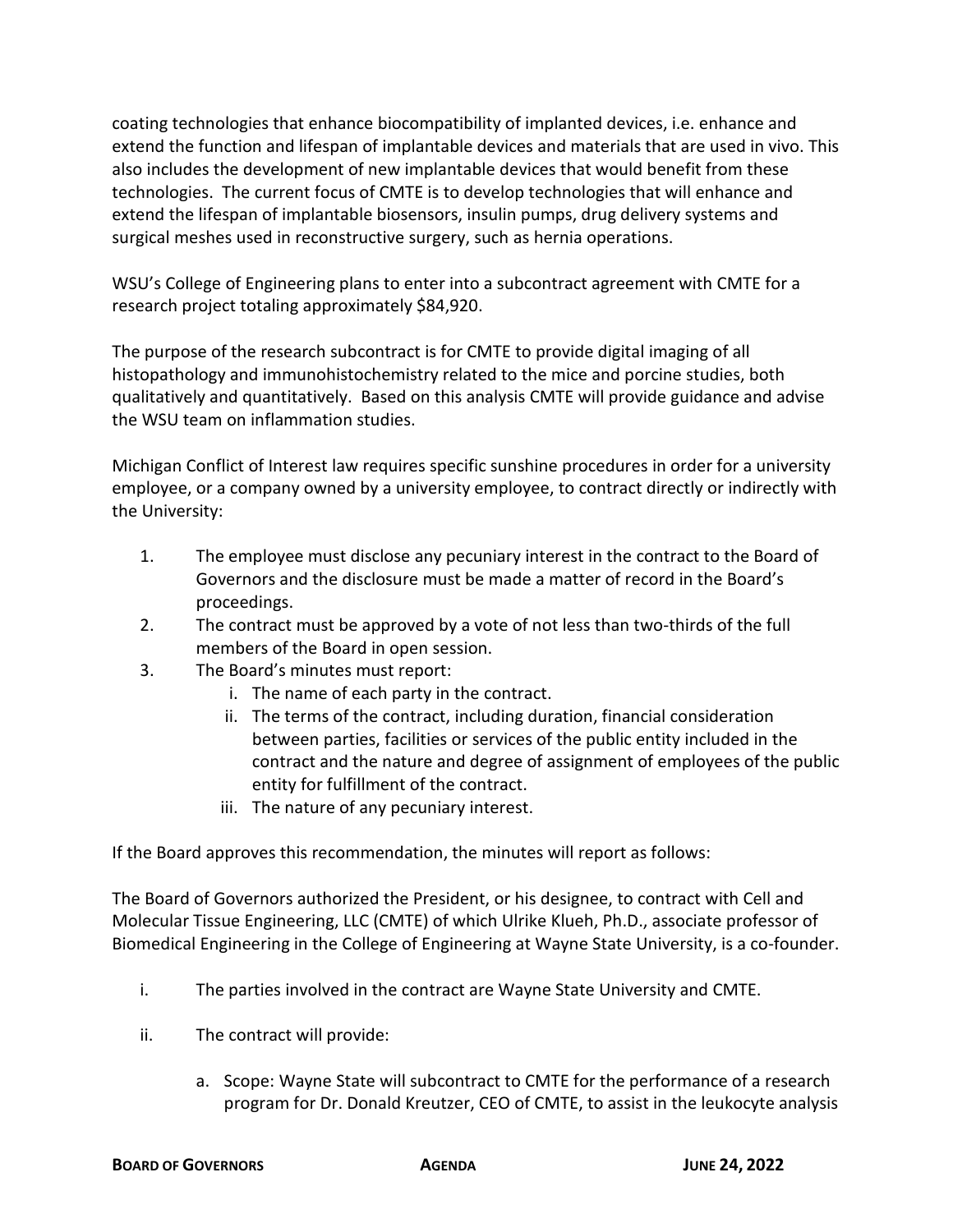coating technologies that enhance biocompatibility of implanted devices, i.e. enhance and extend the function and lifespan of implantable devices and materials that are used in vivo. This also includes the development of new implantable devices that would benefit from these technologies. The current focus of CMTE is to develop technologies that will enhance and extend the lifespan of implantable biosensors, insulin pumps, drug delivery systems and surgical meshes used in reconstructive surgery, such as hernia operations.

WSU's College of Engineering plans to enter into a subcontract agreement with CMTE for a research project totaling approximately $84,920.

The purpose of the research subcontract is for CMTE to provide digital imaging of all histopathology and immunohistochemistry related to the mice and porcine studies, both qualitatively and quantitatively. Based on this analysis CMTE will provide guidance and advise the WSU team on inflammation studies.

Michigan Conflict of Interest law requires specific sunshine procedures in order for a university employee, or a company owned by a university employee, to contract directly or indirectly with the University:

1. The employee must disclose any pecuniary interest in the contract to the Board of Governors and the disclosure must be made a matter of record in the Board's proceedings.
2. The contract must be approved by a vote of not less than two-thirds of the full members of the Board in open session.
3. The Board's minutes must report:
   i. The name of each party in the contract.
   ii. The terms of the contract, including duration, financial consideration between parties, facilities or services of the public entity included in the contract and the nature and degree of assignment of employees of the public entity for fulfillment of the contract.
   iii. The nature of any pecuniary interest.

If the Board approves this recommendation, the minutes will report as follows:

The Board of Governors authorized the President, or his designee, to contract with Cell and Molecular Tissue Engineering, LLC (CMTE) of which Ulrike Klueh, Ph.D., associate professor of Biomedical Engineering in the College of Engineering at Wayne State University, is a co-founder.

i. The parties involved in the contract are Wayne State University and CMTE.

ii. The contract will provide:

   a. Scope: Wayne State will subcontract to CMTE for the performance of a research program for Dr. Donald Kreutzer, CEO of CMTE, to assist in the leukocyte analysis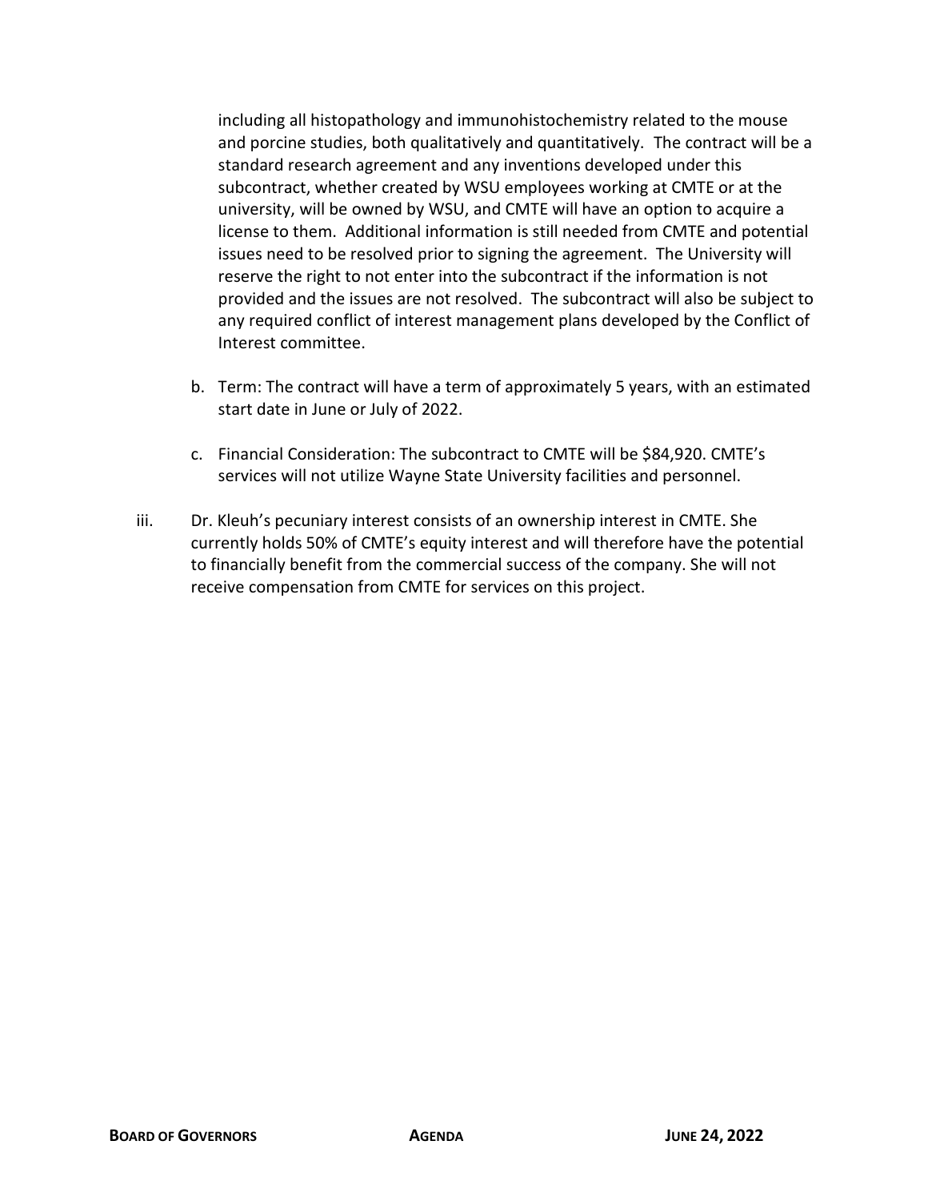including all histopathology and immunohistochemistry related to the mouse and porcine studies, both qualitatively and quantitatively. The contract will be a standard research agreement and any inventions developed under this subcontract, whether created by WSU employees working at CMTE or at the university, will be owned by WSU, and CMTE will have an option to acquire a license to them. Additional information is still needed from CMTE and potential issues need to be resolved prior to signing the agreement. The University will reserve the right to not enter into the subcontract if the information is not provided and the issues are not resolved. The subcontract will also be subject to any required conflict of interest management plans developed by the Conflict of Interest committee.

b. Term: The contract will have a term of approximately 5 years, with an estimated start date in June or July of 2022.

c. Financial Consideration: The subcontract to CMTE will be $84,920. CMTE's services will not utilize Wayne State University facilities and personnel.

iii. Dr. Kleuh's pecuniary interest consists of an ownership interest in CMTE. She currently holds 50% of CMTE's equity interest and will therefore have the potential to financially benefit from the commercial success of the company. She will not receive compensation from CMTE for services on this project.